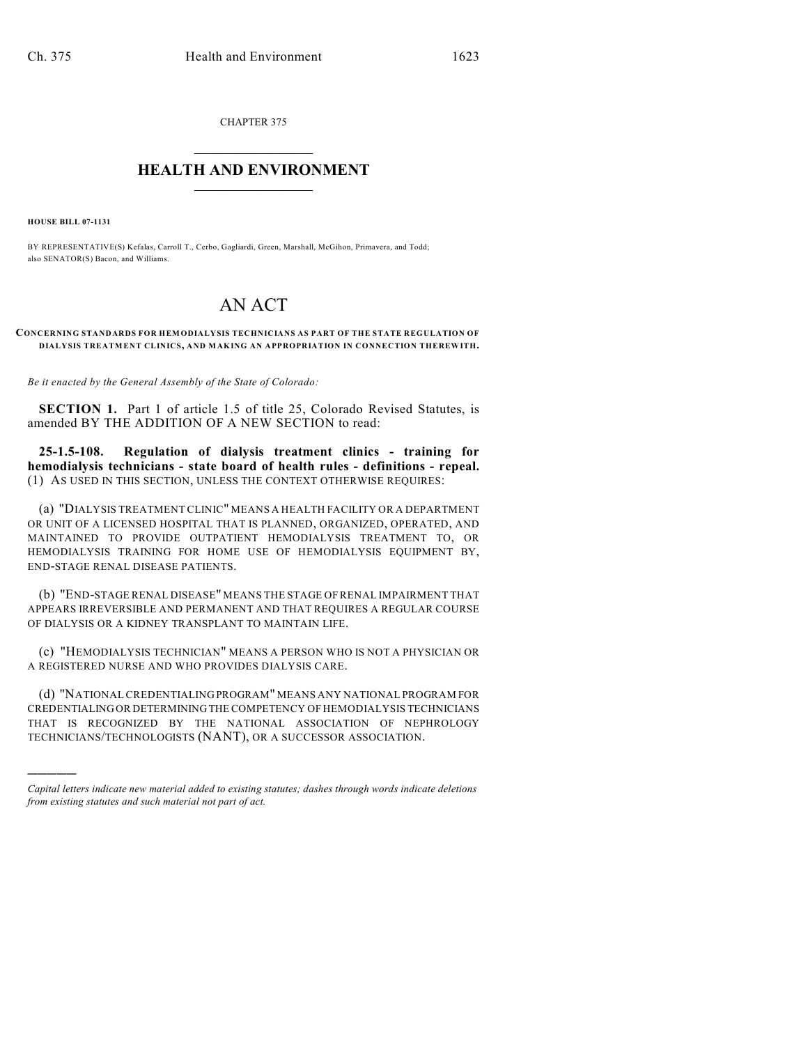CHAPTER 375

# HEALTH AND ENVIRONMENT

**HOUSE BILL 07-1131**

BY REPRESENTATIVE(S) Kefalas, Carroll T., Cerbo, Gagliardi, Green, Marshall, McGihon, Primavera, and Todd; also SENATOR(S) Bacon, and Williams.

# AN ACT

**CONCERNING STANDARDS FOR HEMODIALYSIS TECHNICIANS AS PART OF THE STATE REGULATION OF DIALYSIS TREATMENT CLINICS, AND MAKING AN APPROPRIATION IN CONNECTION THEREWITH.**

*Be it enacted by the General Assembly of the State of Colorado:*

**SECTION 1.** Part 1 of article 1.5 of title 25, Colorado Revised Statutes, is amended BY THE ADDITION OF A NEW SECTION to read:

**25-1.5-108. Regulation of dialysis treatment clinics - training for hemodialysis technicians - state board of health rules - definitions - repeal.** (1) AS USED IN THIS SECTION, UNLESS THE CONTEXT OTHERWISE REQUIRES:

(a) "DIALYSIS TREATMENT CLINIC" MEANS A HEALTH FACILITY OR A DEPARTMENT OR UNIT OF A LICENSED HOSPITAL THAT IS PLANNED, ORGANIZED, OPERATED, AND MAINTAINED TO PROVIDE OUTPATIENT HEMODIALYSIS TREATMENT TO, OR HEMODIALYSIS TRAINING FOR HOME USE OF HEMODIALYSIS EQUIPMENT BY, END-STAGE RENAL DISEASE PATIENTS.

(b) "END-STAGE RENAL DISEASE" MEANS THE STAGE OF RENAL IMPAIRMENT THAT APPEARS IRREVERSIBLE AND PERMANENT AND THAT REQUIRES A REGULAR COURSE OF DIALYSIS OR A KIDNEY TRANSPLANT TO MAINTAIN LIFE.

(c) "HEMODIALYSIS TECHNICIAN" MEANS A PERSON WHO IS NOT A PHYSICIAN OR A REGISTERED NURSE AND WHO PROVIDES DIALYSIS CARE.

(d) "NATIONAL CREDENTIALING PROGRAM" MEANS ANY NATIONAL PROGRAM FOR CREDENTIALING OR DETERMINING THE COMPETENCY OF HEMODIALYSIS TECHNICIANS THAT IS RECOGNIZED BY THE NATIONAL ASSOCIATION OF NEPHROLOGY TECHNICIANS/TECHNOLOGISTS (NANT), OR A SUCCESSOR ASSOCIATION.

---

*Capital letters indicate new material added to existing statutes; dashes through words indicate deletions from existing statutes and such material not part of act.*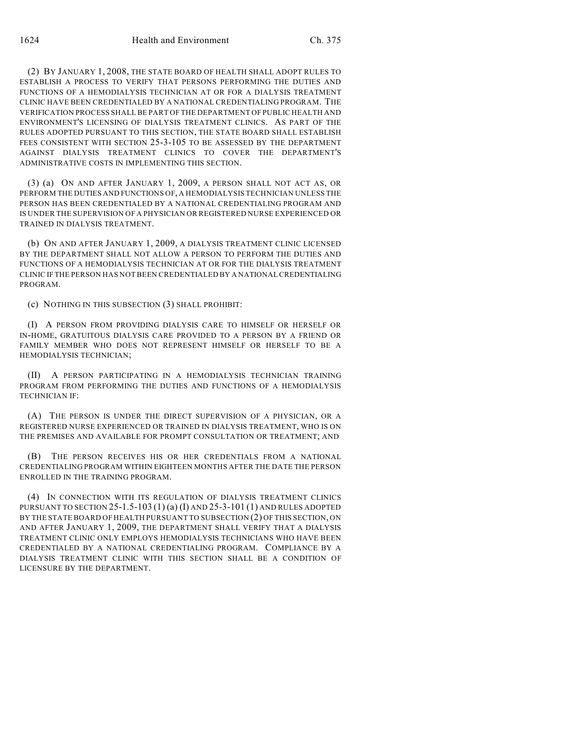(2) BY JANUARY 1, 2008, THE STATE BOARD OF HEALTH SHALL ADOPT RULES TO ESTABLISH A PROCESS TO VERIFY THAT PERSONS PERFORMING THE DUTIES AND FUNCTIONS OF A HEMODIALYSIS TECHNICIAN AT OR FOR A DIALYSIS TREATMENT CLINIC HAVE BEEN CREDENTIALED BY A NATIONAL CREDENTIALING PROGRAM. THE VERIFICATION PROCESS SHALL BE PART OF THE DEPARTMENT OF PUBLIC HEALTH AND ENVIRONMENT'S LICENSING OF DIALYSIS TREATMENT CLINICS. AS PART OF THE RULES ADOPTED PURSUANT TO THIS SECTION, THE STATE BOARD SHALL ESTABLISH FEES CONSISTENT WITH SECTION 25-3-105 TO BE ASSESSED BY THE DEPARTMENT AGAINST DIALYSIS TREATMENT CLINICS TO COVER THE DEPARTMENT'S ADMINISTRATIVE COSTS IN IMPLEMENTING THIS SECTION.

(3) (a) ON AND AFTER JANUARY 1, 2009, A PERSON SHALL NOT ACT AS, OR PERFORM THE DUTIES AND FUNCTIONS OF, A HEMODIALYSIS TECHNICIAN UNLESS THE PERSON HAS BEEN CREDENTIALED BY A NATIONAL CREDENTIALING PROGRAM AND IS UNDER THE SUPERVISION OF A PHYSICIAN OR REGISTERED NURSE EXPERIENCED OR TRAINED IN DIALYSIS TREATMENT.

(b) ON AND AFTER JANUARY 1, 2009, A DIALYSIS TREATMENT CLINIC LICENSED BY THE DEPARTMENT SHALL NOT ALLOW A PERSON TO PERFORM THE DUTIES AND FUNCTIONS OF A HEMODIALYSIS TECHNICIAN AT OR FOR THE DIALYSIS TREATMENT CLINIC IF THE PERSON HAS NOT BEEN CREDENTIALED BY A NATIONAL CREDENTIALING PROGRAM.

(c) NOTHING IN THIS SUBSECTION (3) SHALL PROHIBIT:

(I) A PERSON FROM PROVIDING DIALYSIS CARE TO HIMSELF OR HERSELF OR IN-HOME, GRATUITOUS DIALYSIS CARE PROVIDED TO A PERSON BY A FRIEND OR FAMILY MEMBER WHO DOES NOT REPRESENT HIMSELF OR HERSELF TO BE A HEMODIALYSIS TECHNICIAN;

(II) A PERSON PARTICIPATING IN A HEMODIALYSIS TECHNICIAN TRAINING PROGRAM FROM PERFORMING THE DUTIES AND FUNCTIONS OF A HEMODIALYSIS TECHNICIAN IF:

(A) THE PERSON IS UNDER THE DIRECT SUPERVISION OF A PHYSICIAN, OR A REGISTERED NURSE EXPERIENCED OR TRAINED IN DIALYSIS TREATMENT, WHO IS ON THE PREMISES AND AVAILABLE FOR PROMPT CONSULTATION OR TREATMENT; AND

(B) THE PERSON RECEIVES HIS OR HER CREDENTIALS FROM A NATIONAL CREDENTIALING PROGRAM WITHIN EIGHTEEN MONTHS AFTER THE DATE THE PERSON ENROLLED IN THE TRAINING PROGRAM.

(4) IN CONNECTION WITH ITS REGULATION OF DIALYSIS TREATMENT CLINICS PURSUANT TO SECTION 25-1.5-103 (1) (a) (I) AND 25-3-101 (1) AND RULES ADOPTED BY THE STATE BOARD OF HEALTH PURSUANT TO SUBSECTION (2) OF THIS SECTION, ON AND AFTER JANUARY 1, 2009, THE DEPARTMENT SHALL VERIFY THAT A DIALYSIS TREATMENT CLINIC ONLY EMPLOYS HEMODIALYSIS TECHNICIANS WHO HAVE BEEN CREDENTIALED BY A NATIONAL CREDENTIALING PROGRAM. COMPLIANCE BY A DIALYSIS TREATMENT CLINIC WITH THIS SECTION SHALL BE A CONDITION OF LICENSURE BY THE DEPARTMENT.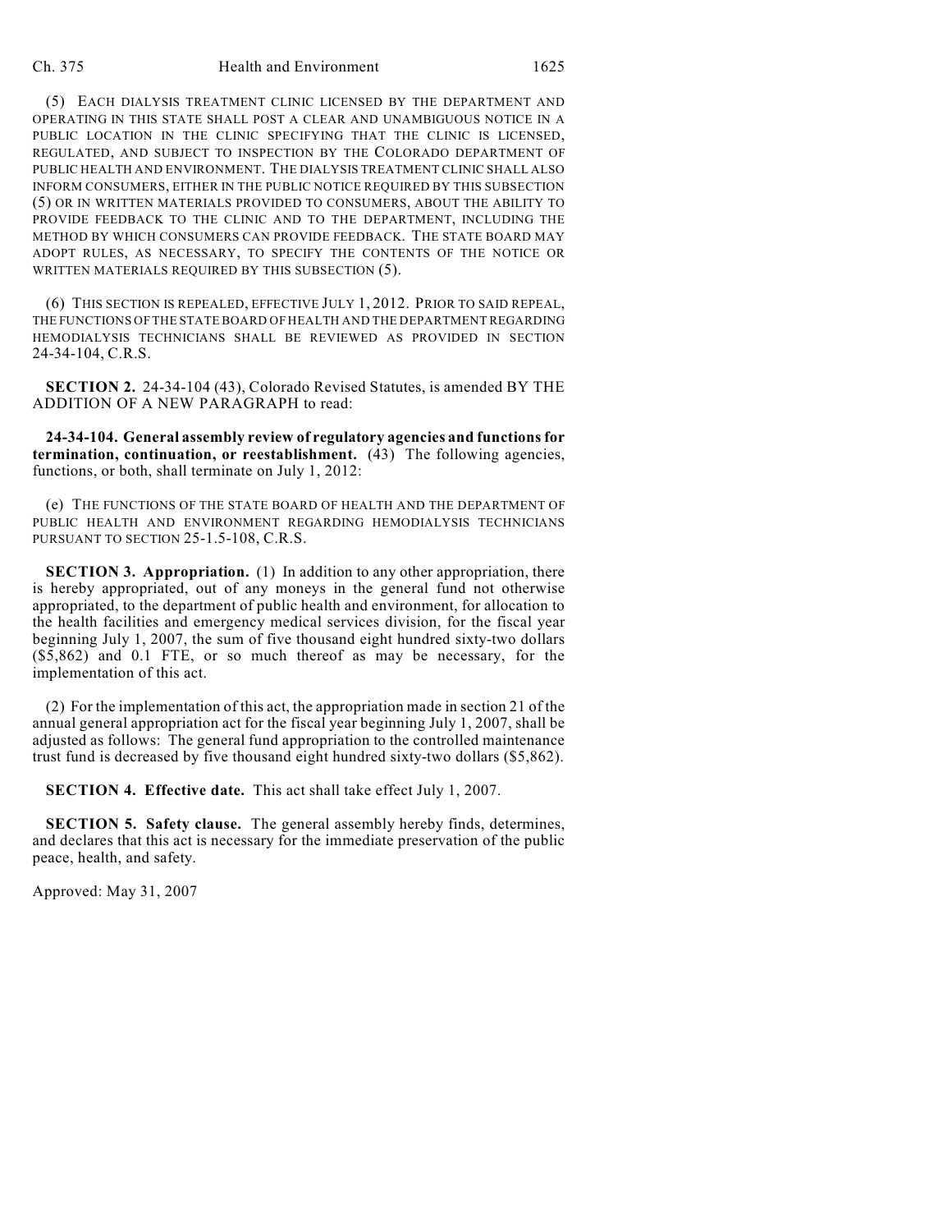(5) EACH DIALYSIS TREATMENT CLINIC LICENSED BY THE DEPARTMENT AND OPERATING IN THIS STATE SHALL POST A CLEAR AND UNAMBIGUOUS NOTICE IN A PUBLIC LOCATION IN THE CLINIC SPECIFYING THAT THE CLINIC IS LICENSED, REGULATED, AND SUBJECT TO INSPECTION BY THE COLORADO DEPARTMENT OF PUBLIC HEALTH AND ENVIRONMENT. THE DIALYSIS TREATMENT CLINIC SHALL ALSO INFORM CONSUMERS, EITHER IN THE PUBLIC NOTICE REQUIRED BY THIS SUBSECTION (5) OR IN WRITTEN MATERIALS PROVIDED TO CONSUMERS, ABOUT THE ABILITY TO PROVIDE FEEDBACK TO THE CLINIC AND TO THE DEPARTMENT, INCLUDING THE METHOD BY WHICH CONSUMERS CAN PROVIDE FEEDBACK. THE STATE BOARD MAY ADOPT RULES, AS NECESSARY, TO SPECIFY THE CONTENTS OF THE NOTICE OR WRITTEN MATERIALS REQUIRED BY THIS SUBSECTION (5).

(6) THIS SECTION IS REPEALED, EFFECTIVE JULY 1, 2012. PRIOR TO SAID REPEAL, THE FUNCTIONS OF THE STATE BOARD OF HEALTH AND THE DEPARTMENT REGARDING HEMODIALYSIS TECHNICIANS SHALL BE REVIEWED AS PROVIDED IN SECTION 24-34-104, C.R.S.

**SECTION 2.** 24-34-104 (43), Colorado Revised Statutes, is amended BY THE ADDITION OF A NEW PARAGRAPH to read:

**24-34-104. General assembly review of regulatory agencies and functions for termination, continuation, or reestablishment.** (43) The following agencies, functions, or both, shall terminate on July 1, 2012:

(e) THE FUNCTIONS OF THE STATE BOARD OF HEALTH AND THE DEPARTMENT OF PUBLIC HEALTH AND ENVIRONMENT REGARDING HEMODIALYSIS TECHNICIANS PURSUANT TO SECTION 25-1.5-108, C.R.S.

**SECTION 3. Appropriation.** (1) In addition to any other appropriation, there is hereby appropriated, out of any moneys in the general fund not otherwise appropriated, to the department of public health and environment, for allocation to the health facilities and emergency medical services division, for the fiscal year beginning July 1, 2007, the sum of five thousand eight hundred sixty-two dollars ($5,862) and 0.1 FTE, or so much thereof as may be necessary, for the implementation of this act.

(2) For the implementation of this act, the appropriation made in section 21 of the annual general appropriation act for the fiscal year beginning July 1, 2007, shall be adjusted as follows: The general fund appropriation to the controlled maintenance trust fund is decreased by five thousand eight hundred sixty-two dollars ($5,862).

**SECTION 4. Effective date.** This act shall take effect July 1, 2007.

**SECTION 5. Safety clause.** The general assembly hereby finds, determines, and declares that this act is necessary for the immediate preservation of the public peace, health, and safety.

Approved: May 31, 2007